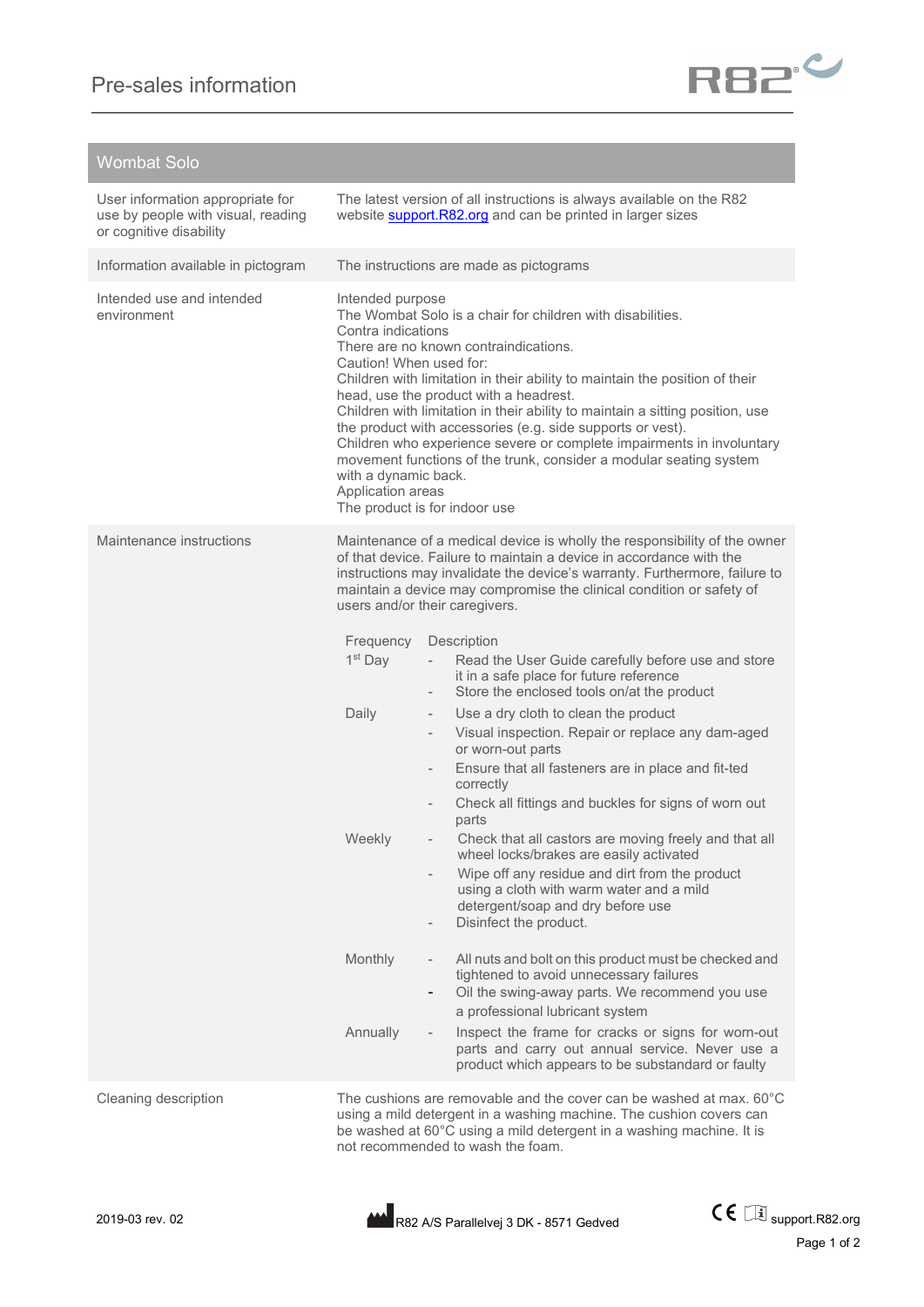# Pre-sales information

## Wombat Solo

| | |
|---|---|
| User information appropriate for use by people with visual, reading or cognitive disability | The latest version of all instructions is always available on the R82 website [support.R82.org](support.R82.org) and can be printed in larger sizes |
| Information available in pictogram | The instructions are made as pictograms |
| Intended use and intended environment | Intended purpose<br>The Wombat Solo is a chair for children with disabilities.<br>Contra indications<br>There are no known contraindications.<br>Caution! When used for:<br>Children with limitation in their ability to maintain the position of their head, use the product with a headrest.<br>Children with limitation in their ability to maintain a sitting position, use the product with accessories (e.g. side supports or vest).<br>Children who experience severe or complete impairments in involuntary movement functions of the trunk, consider a modular seating system with a dynamic back.<br>Application areas<br>The product is for indoor use |
| Maintenance instructions | Maintenance of a medical device is wholly the responsibility of the owner of that device. Failure to maintain a device in accordance with the instructions may invalidate the device's warranty. Furthermore, failure to maintain a device may compromise the clinical condition or safety of users and/or their caregivers. |
| Cleaning description | The cushions are removable and the cover can be washed at max. 60°C using a mild detergent in a washing machine. The cushion covers can be washed at 60°C using a mild detergent in a washing machine. It is not recommended to wash the foam. |

**Maintenance schedule:**

| Frequency | Description |
|---|---|
| 1st Day | - Read the User Guide carefully before use and store it in a safe place for future reference<br>- Store the enclosed tools on/at the product |
| Daily | - Use a dry cloth to clean the product<br>- Visual inspection. Repair or replace any dam-aged or worn-out parts<br>- Ensure that all fasteners are in place and fit-ted correctly<br>- Check all fittings and buckles for signs of worn out parts |
| Weekly | - Check that all castors are moving freely and that all wheel locks/brakes are easily activated<br>- Wipe off any residue and dirt from the product using a cloth with warm water and a mild detergent/soap and dry before use<br>- Disinfect the product. |
| Monthly | - All nuts and bolt on this product must be checked and tightened to avoid unnecessary failures<br>- Oil the swing-away parts. We recommend you use a professional lubricant system |
| Annually | - Inspect the frame for cracks or signs for worn-out parts and carry out annual service. Never use a product which appears to be substandard or faulty |

2019-03 rev. 02

R82 A/S Parallelvej 3 DK - 8571 Gedved

CE support.R82.org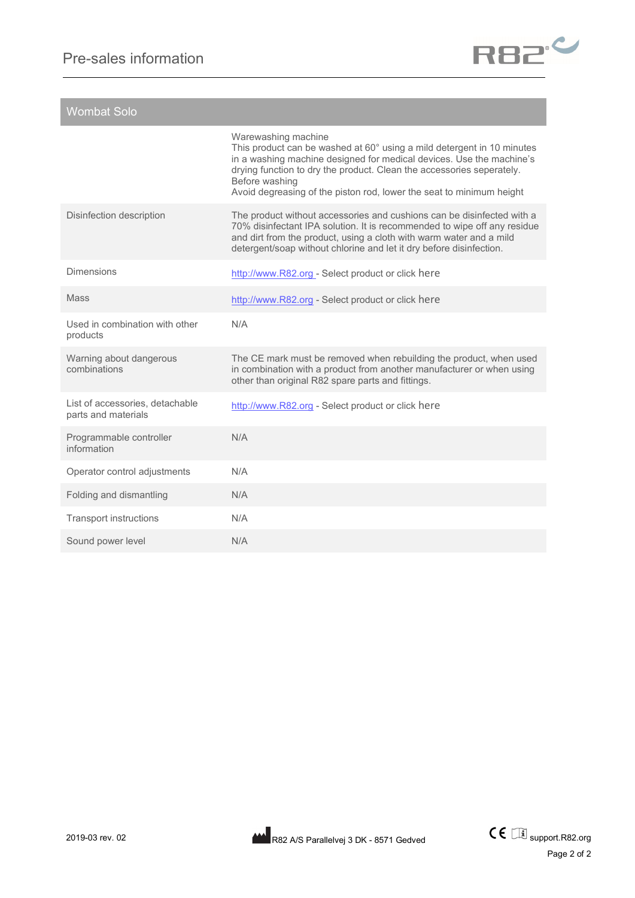## Wombat Solo

| | |
|---|---|
| | Warewashing machine<br>This product can be washed at 60° using a mild detergent in 10 minutes in a washing machine designed for medical devices. Use the machine's drying function to dry the product. Clean the accessories seperately.<br>Before washing<br>Avoid degreasing of the piston rod, lower the seat to minimum height |
| Disinfection description | The product without accessories and cushions can be disinfected with a 70% disinfectant IPA solution. It is recommended to wipe off any residue and dirt from the product, using a cloth with warm water and a mild detergent/soap without chlorine and let it dry before disinfection. |
| Dimensions | http://www.R82.org - Select product or click here |
| Mass | http://www.R82.org - Select product or click here |
| Used in combination with other products | N/A |
| Warning about dangerous combinations | The CE mark must be removed when rebuilding the product, when used in combination with a product from another manufacturer or when using other than original R82 spare parts and fittings. |
| List of accessories, detachable parts and materials | http://www.R82.org - Select product or click here |
| Programmable controller information | N/A |
| Operator control adjustments | N/A |
| Folding and dismantling | N/A |
| Transport instructions | N/A |
| Sound power level | N/A |

2019-03 rev. 02

R82 A/S Parallelvej 3 DK - 8571 Gedved

support.R82.org